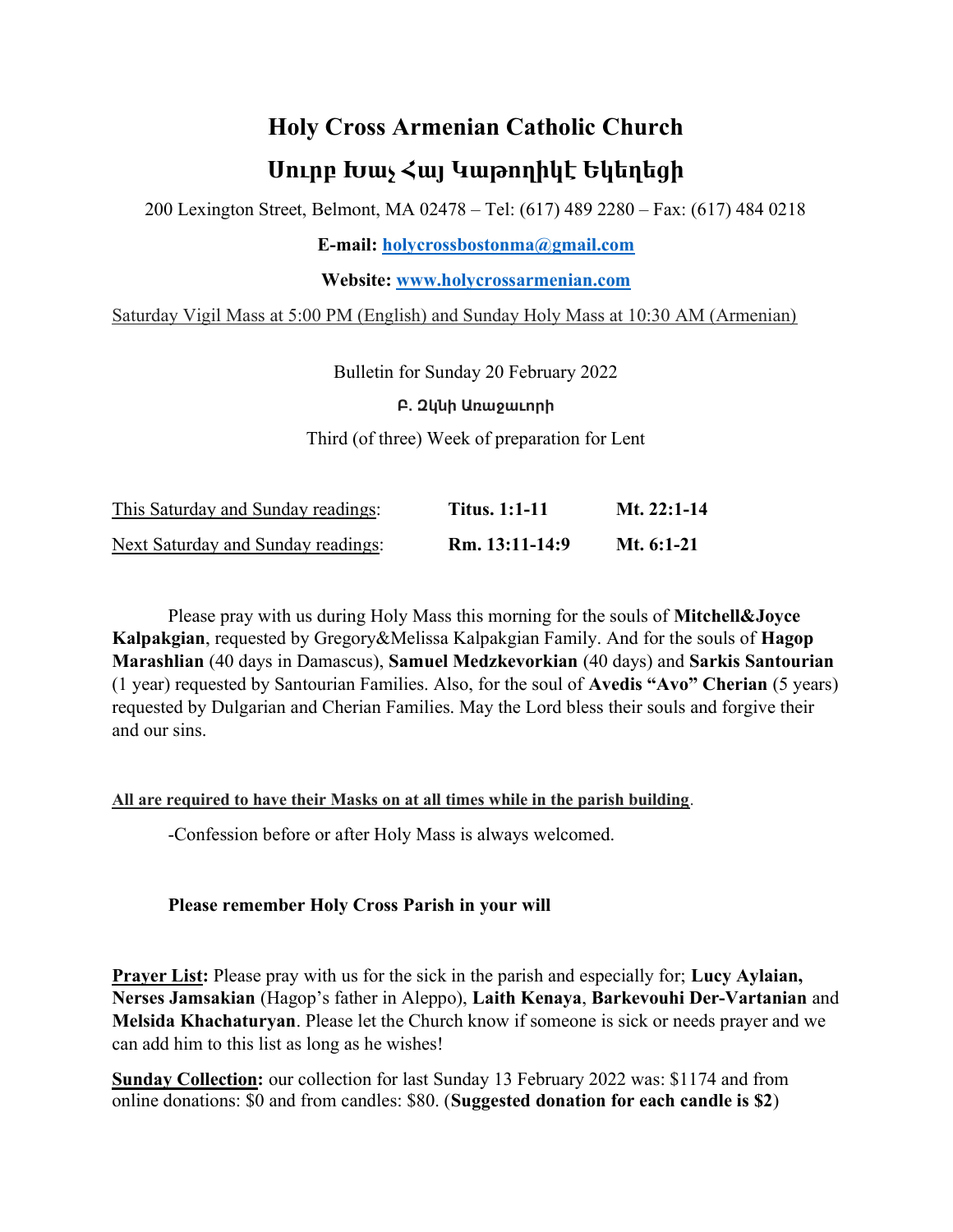# Holy Cross Armenian Catholic Church

# Սուրբ Խաչ Հայ Կաթողիկէ Եկեղեցի

200 Lexington Street, Belmont, MA 02478 – Tel: (617) 489 2280 – Fax: (617) 484 0218

**E-mail: holycrossbostonma@gmail.com**

**Website: www.holycrossarmenian.com**

Saturday Vigil Mass at 5:00 PM (English) and Sunday Holy Mass at 10:30 AM (Armenian)

Bulletin for Sunday 20 February 2022

Բ. Զկնի Առաջաւորի

Third (of three) Week of preparation for Lent

| This Saturday and Sunday readings: | **Titus. 1:1-11** | **Mt. 22:1-14** |
|---|---|---|
| Next Saturday and Sunday readings: | **Rm. 13:11-14:9** | **Mt. 6:1-21** |

Please pray with us during Holy Mass this morning for the souls of **Mitchell&Joyce Kalpakgian**, requested by Gregory&Melissa Kalpakgian Family. And for the souls of **Hagop Marashlian** (40 days in Damascus), **Samuel Medzkevorkian** (40 days) and **Sarkis Santourian** (1 year) requested by Santourian Families. Also, for the soul of **Avedis "Avo" Cherian** (5 years) requested by Dulgarian and Cherian Families. May the Lord bless their souls and forgive their and our sins.

**All are required to have their Masks on at all times while in the parish building**.

-Confession before or after Holy Mass is always welcomed.

**Please remember Holy Cross Parish in your will**

**Prayer List:** Please pray with us for the sick in the parish and especially for; **Lucy Aylaian, Nerses Jamsakian** (Hagop's father in Aleppo), **Laith Kenaya**, **Barkevouhi Der-Vartanian** and **Melsida Khachaturyan**. Please let the Church know if someone is sick or needs prayer and we can add him to this list as long as he wishes!

**Sunday Collection:** our collection for last Sunday 13 February 2022 was: $1174 and from online donations: $0 and from candles: $80. (**Suggested donation for each candle is $2**)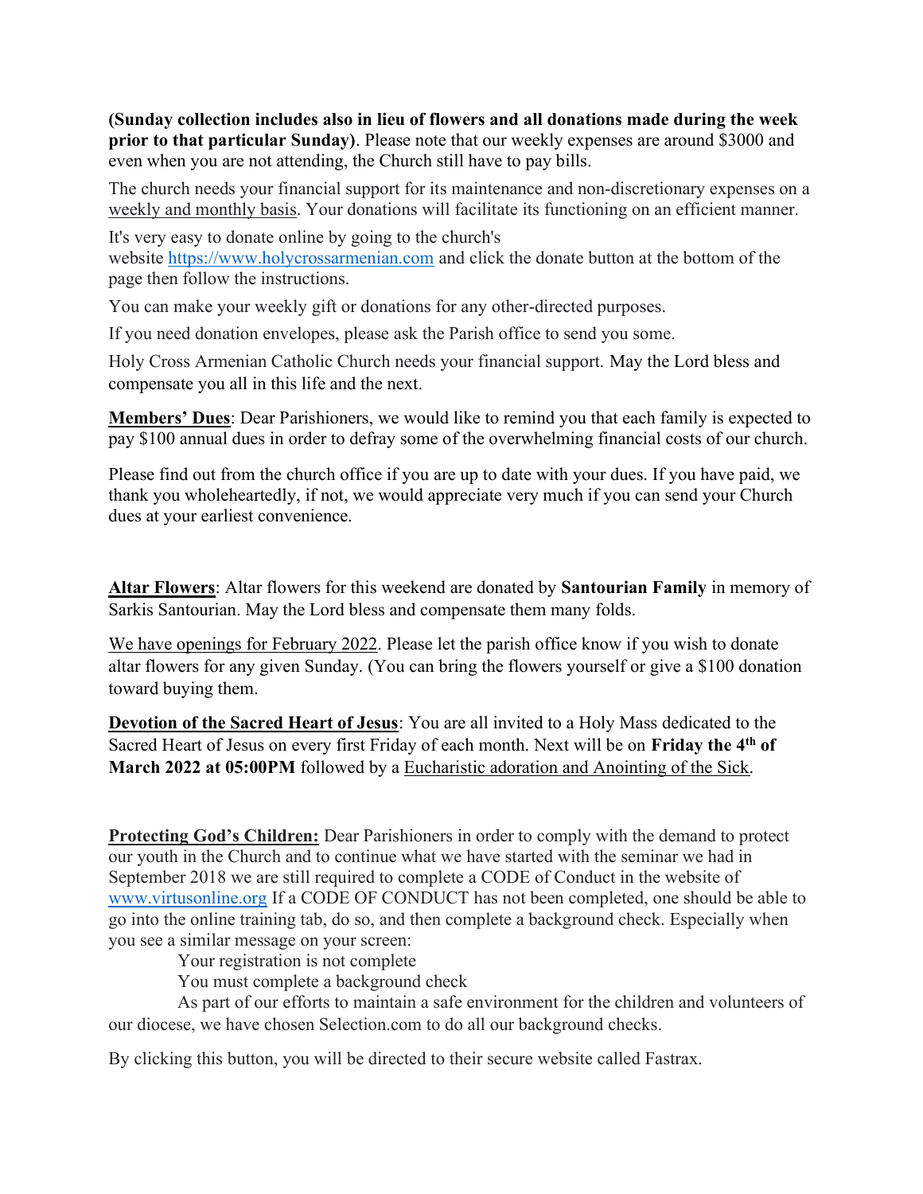**(Sunday collection includes also in lieu of flowers and all donations made during the week prior to that particular Sunday)**. Please note that our weekly expenses are around $3000 and even when you are not attending, the Church still have to pay bills.

The church needs your financial support for its maintenance and non-discretionary expenses on a weekly and monthly basis. Your donations will facilitate its functioning on an efficient manner.

It's very easy to donate online by going to the church's website https://www.holycrossarmenian.com and click the donate button at the bottom of the page then follow the instructions.

You can make your weekly gift or donations for any other-directed purposes.

If you need donation envelopes, please ask the Parish office to send you some.

Holy Cross Armenian Catholic Church needs your financial support. May the Lord bless and compensate you all in this life and the next.

**Members' Dues**: Dear Parishioners, we would like to remind you that each family is expected to pay $100 annual dues in order to defray some of the overwhelming financial costs of our church.

Please find out from the church office if you are up to date with your dues. If you have paid, we thank you wholeheartedly, if not, we would appreciate very much if you can send your Church dues at your earliest convenience.

**Altar Flowers**: Altar flowers for this weekend are donated by **Santourian Family** in memory of Sarkis Santourian. May the Lord bless and compensate them many folds.

We have openings for February 2022. Please let the parish office know if you wish to donate altar flowers for any given Sunday. (You can bring the flowers yourself or give a $100 donation toward buying them.

**Devotion of the Sacred Heart of Jesus**: You are all invited to a Holy Mass dedicated to the Sacred Heart of Jesus on every first Friday of each month. Next will be on **Friday the 4th of March 2022 at 05:00PM** followed by a Eucharistic adoration and Anointing of the Sick.

**Protecting God's Children:** Dear Parishioners in order to comply with the demand to protect our youth in the Church and to continue what we have started with the seminar we had in September 2018 we are still required to complete a CODE of Conduct in the website of www.virtusonline.org If a CODE OF CONDUCT has not been completed, one should be able to go into the online training tab, do so, and then complete a background check. Especially when you see a similar message on your screen:

Your registration is not complete

You must complete a background check

As part of our efforts to maintain a safe environment for the children and volunteers of our diocese, we have chosen Selection.com to do all our background checks.

By clicking this button, you will be directed to their secure website called Fastrax.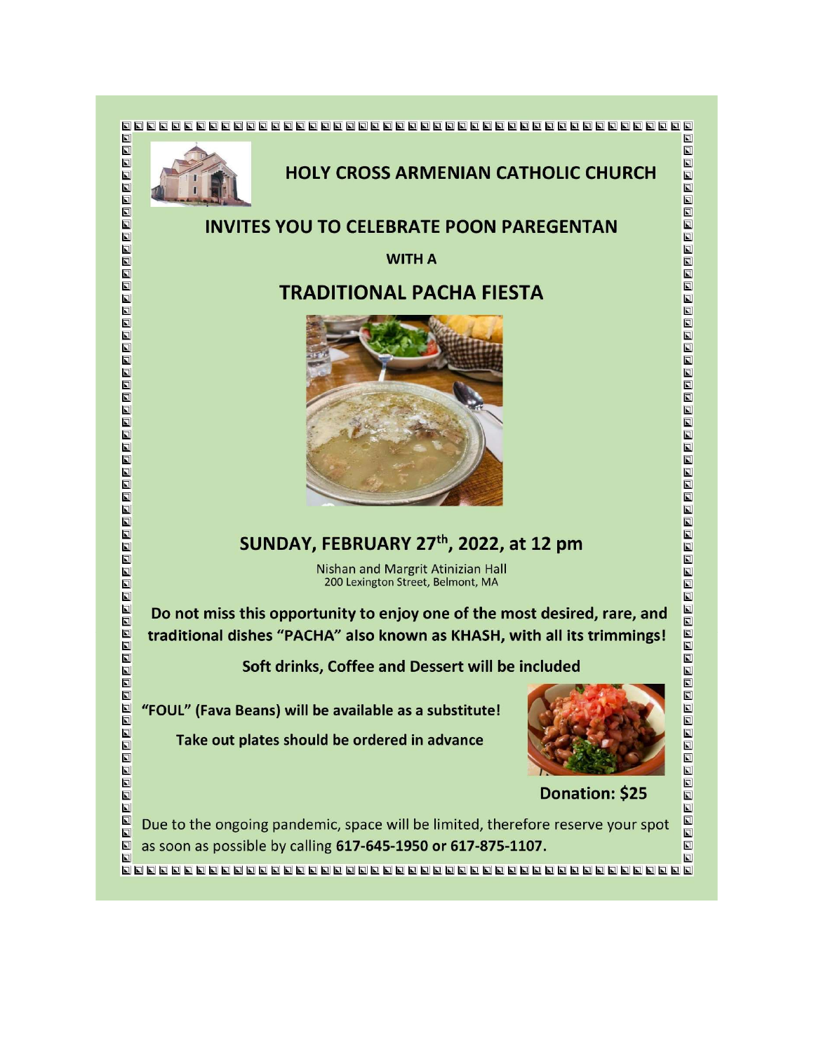# HOLY CROSS ARMENIAN CATHOLIC CHURCH

## INVITES YOU TO CELEBRATE POON PAREGENTAN

**WITH A**

## TRADITIONAL PACHA FIESTA

## SUNDAY, FEBRUARY 27th, 2022, at 12 pm

Nishan and Margrit Atinizian Hall
200 Lexington Street, Belmont, MA

**Do not miss this opportunity to enjoy one of the most desired, rare, and traditional dishes "PACHA" also known as KHASH, with all its trimmings!**

**Soft drinks, Coffee and Dessert will be included**

**"FOUL" (Fava Beans) will be available as a substitute!**

**Take out plates should be ordered in advance**

**Donation: $25**

Due to the ongoing pandemic, space will be limited, therefore reserve your spot as soon as possible by calling **617-645-1950 or 617-875-1107.**